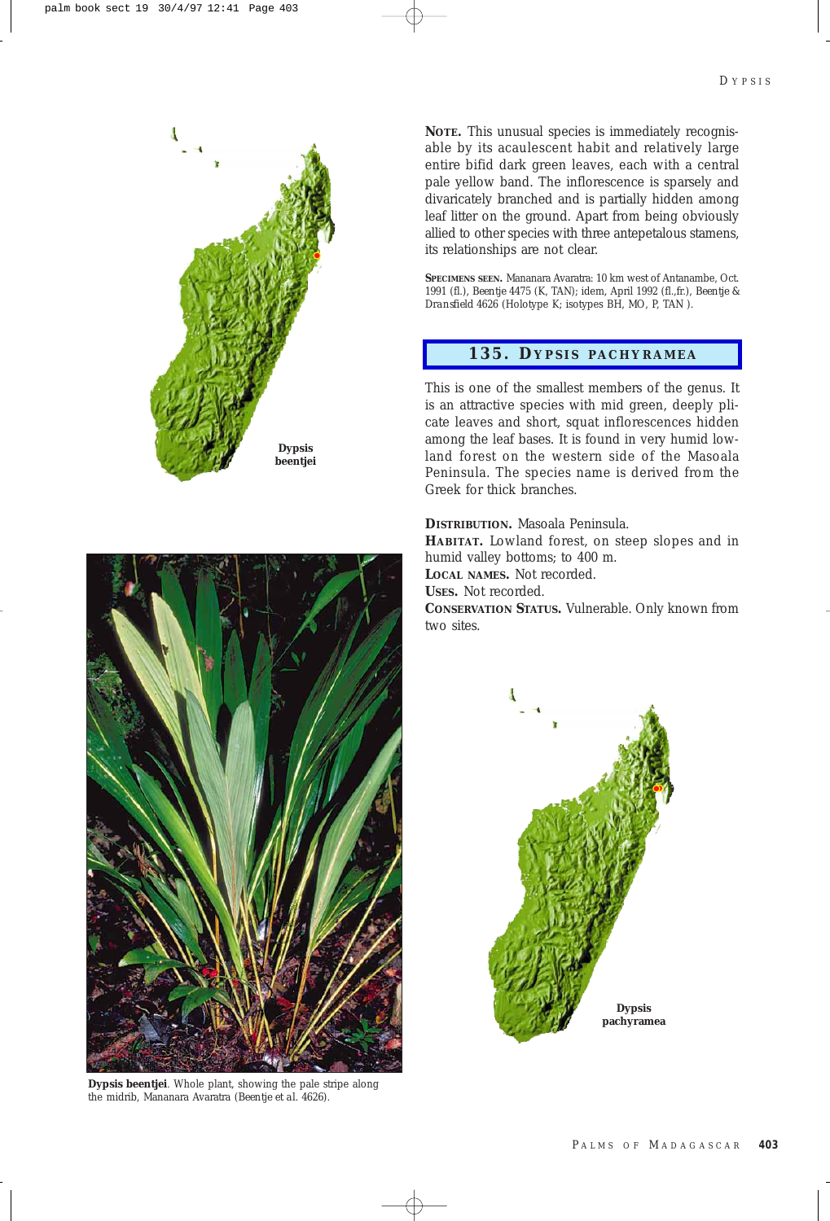**NOTE.** This unusual species is immediately recognisable by its acaulescent habit and relatively large entire bifid dark green leaves, each with a central pale yellow band. The inflorescence is sparsely and divaricately branched and is partially hidden among leaf litter on the ground. Apart from being obviously allied to other species with three antepetalous stamens, its relationships are not clear.

**SPECIMENS SEEN.** Mananara Avaratra: 10 km west of Antanambe, Oct. 1991 (fl.), Beentje 4475 (K, TAN); idem, April 1992 (fl.,fr.), Beentje & Dransfield 4626 (Holotype K; isotypes BH, MO, P, TAN ).

Dypsis beentjei

**Dypsis beentjei**. Whole plant, showing the pale stripe along the midrib, Mananara Avaratra (Beentje et al. 4626).

## 135. DYPSIS PACHYRAMEA

This is one of the smallest members of the genus. It is an attractive species with mid green, deeply plicate leaves and short, squat inflorescences hidden among the leaf bases. It is found in very humid lowland forest on the western side of the Masoala Peninsula. The species name is derived from the Greek for thick branches.

**DISTRIBUTION.** Masoala Peninsula.
**HABITAT.** Lowland forest, on steep slopes and in humid valley bottoms; to 400 m.
**LOCAL NAMES.** Not recorded.
**USES.** Not recorded.
**CONSERVATION STATUS.** Vulnerable. Only known from two sites.

Dypsis pachyramea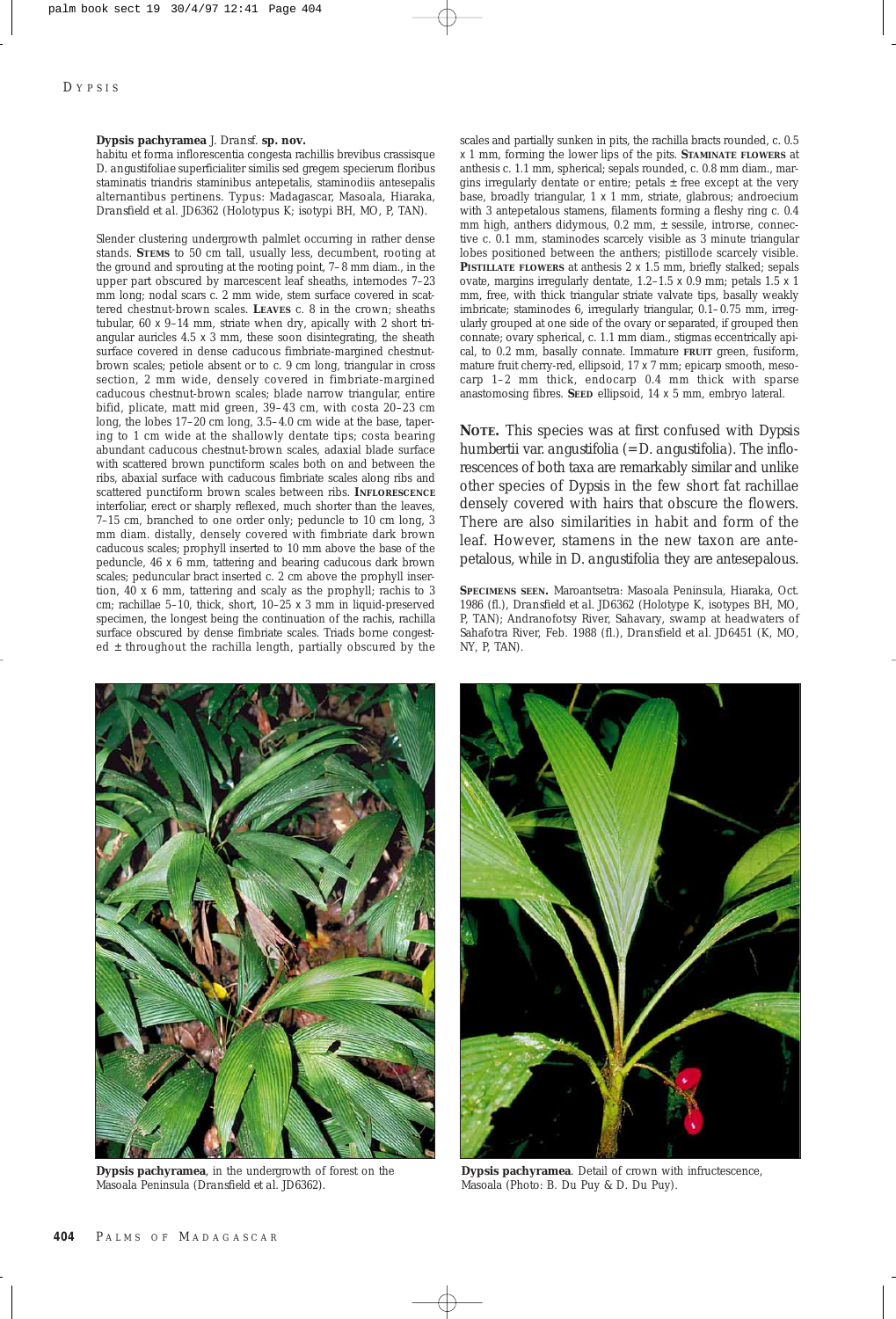**Dypsis pachyramea** J. Dransf. **sp. nov.**

habitu et forma inflorescentia congesta rachillis brevibus crassisque *D. angustifoliae* superficialiter similis sed gregem specierum floribus staminatis triandris staminibus antepetalis, staminodiis antesepalis alternantibus pertinens. Typus: Madagascar, Masoala, Hiaraka, Dransfield et al. JD6362 (Holotypus K; isotypi BH, MO, P, TAN).

Slender clustering undergrowth palmlet occurring in rather dense stands. **STEMS** to 50 cm tall, usually less, decumbent, rooting at the ground and sprouting at the rooting point, 7–8 mm diam., in the upper part obscured by marcescent leaf sheaths, internodes 7–23 mm long; nodal scars c. 2 mm wide, stem surface covered in scattered chestnut-brown scales. **LEAVES** c. 8 in the crown; sheaths tubular, 60 x 9–14 mm, striate when dry, apically with 2 short triangular auricles 4.5 x 3 mm, these soon disintegrating, the sheath surface covered in dense caducous fimbriate-margined chestnut-brown scales; petiole absent or to c. 9 cm long, triangular in cross section, 2 mm wide, densely covered in fimbriate-margined caducous chestnut-brown scales; blade narrow triangular, entire bifid, plicate, matt mid green, 39–43 cm, with costa 20–23 cm long, the lobes 17–20 cm long, 3.5–4.0 cm wide at the base, tapering to 1 cm wide at the shallowly dentate tips; costa bearing abundant caducous chestnut-brown scales, adaxial blade surface with scattered brown punctiform scales both on and between the ribs, abaxial surface with caducous fimbriate scales along ribs and scattered punctiform brown scales between ribs. **INFLORESCENCE** interfoliar, erect or sharply reflexed, much shorter than the leaves, 7–15 cm, branched to one order only; peduncle to 10 cm long, 3 mm diam. distally, densely covered with fimbriate dark brown caducous scales; prophyll inserted to 10 mm above the base of the peduncle, 46 x 6 mm, tattering and bearing caducous dark brown scales; peduncular bract inserted c. 2 cm above the prophyll insertion, 40 x 6 mm, tattering and scaly as the prophyll; rachis to 3 cm; rachillae 5–10, thick, short, 10–25 x 3 mm in liquid-preserved specimen, the longest being the continuation of the rachis, rachilla surface obscured by dense fimbriate scales. Triads borne congested ± throughout the rachilla length, partially obscured by the scales and partially sunken in pits, the rachilla bracts rounded, c. 0.5 x 1 mm, forming the lower lips of the pits. **STAMINATE FLOWERS** at anthesis c. 1.1 mm, spherical; sepals rounded, c. 0.8 mm diam., margins irregularly dentate or entire; petals ± free except at the very base, broadly triangular, 1 x 1 mm, striate, glabrous; androecium with 3 antepetalous stamens, filaments forming a fleshy ring c. 0.4 mm high, anthers didymous, 0.2 mm, ± sessile, introrse, connective c. 0.1 mm, staminodes scarcely visible as 3 minute triangular lobes positioned between the anthers; pistillode scarcely visible. **PISTILLATE FLOWERS** at anthesis 2 x 1.5 mm, briefly stalked; sepals ovate, margins irregularly dentate, 1.2–1.5 x 0.9 mm; petals 1.5 x 1 mm, free, with thick triangular striate valvate tips, basally weakly imbricate; staminodes 6, irregularly triangular, 0.1–0.75 mm, irregularly grouped at one side of the ovary or separated, if grouped then connate; ovary spherical, c. 1.1 mm diam., stigmas eccentrically apical, to 0.2 mm, basally connate. Immature **FRUIT** green, fusiform, mature fruit cherry-red, ellipsoid, 17 x 7 mm; epicarp smooth, mesocarp 1–2 mm thick, endocarp 0.4 mm thick with sparse anastomosing fibres. **SEED** ellipsoid, 14 x 5 mm, embryo lateral.

**NOTE.** This species was at first confused with *Dypsis humbertii* var. *angustifolia* (= *D. angustifolia*). The inflorescences of both taxa are remarkably similar and unlike other species of *Dypsis* in the few short fat rachillae densely covered with hairs that obscure the flowers. There are also similarities in habit and form of the leaf. However, stamens in the new taxon are antepetalous, while in *D. angustifolia* they are antesepalous.

**SPECIMENS SEEN.** Maroantsetra: Masoala Peninsula, Hiaraka, Oct. 1986 (fl.), Dransfield et al. JD6362 (Holotype K, isotypes BH, MO, P, TAN); Andranofotsy River, Sahavary, swamp at headwaters of Sahafotra River, Feb. 1988 (fl.), Dransfield et al. JD6451 (K, MO, NY, P, TAN).

**Dypsis pachyramea**, in the undergrowth of forest on the Masoala Peninsula (Dransfield et al. JD6362).

**Dypsis pachyramea**. Detail of crown with infructescence, Masoala (Photo: B. Du Puy & D. Du Puy).